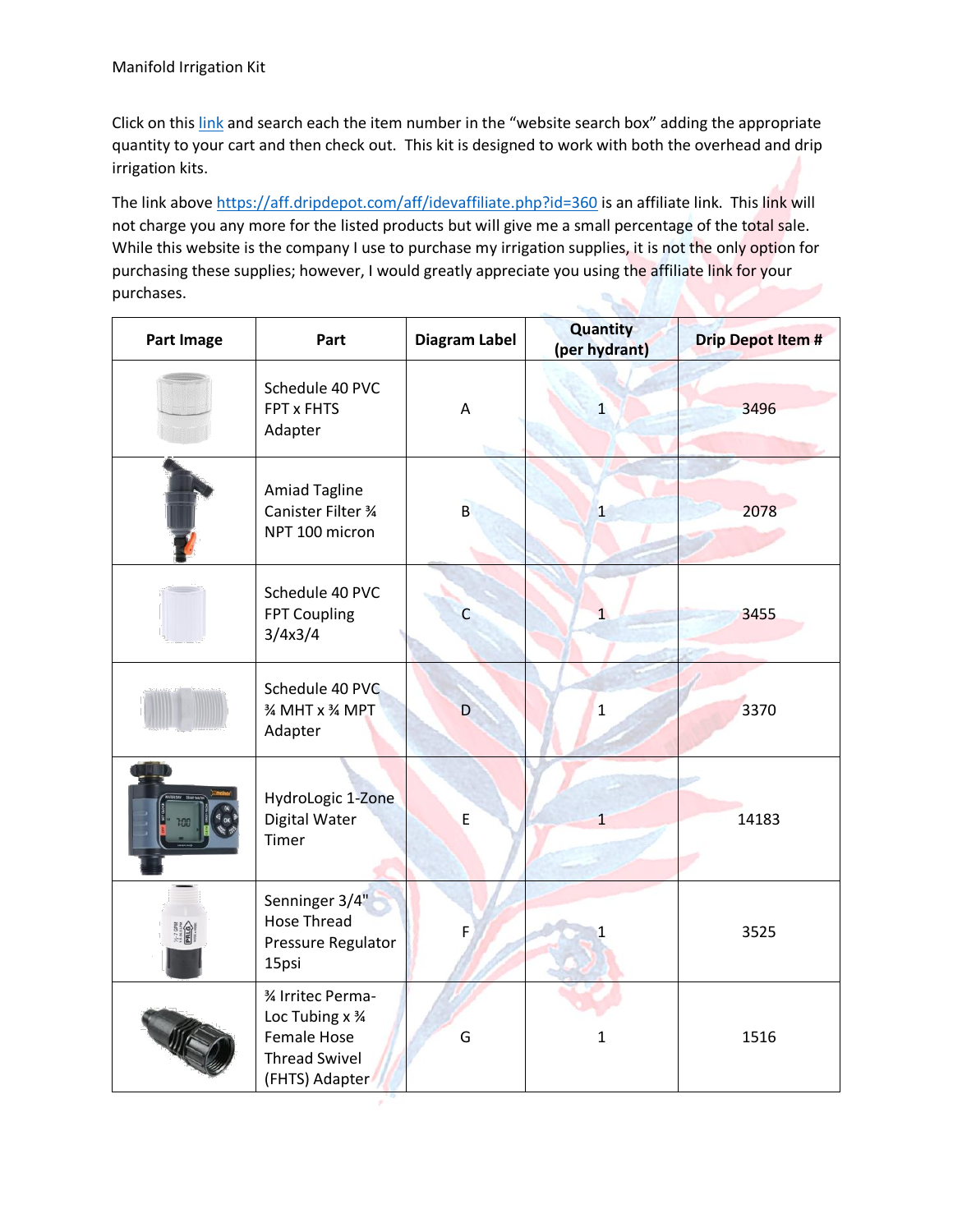Manifold Irrigation Kit

Click on this link and search each the item number in the "website search box" adding the appropriate quantity to your cart and then check out. This kit is designed to work with both the overhead and drip irrigation kits.

The link above https://aff.dripdepot.com/aff/idevaffiliate.php?id=360 is an affiliate link. This link will not charge you any more for the listed products but will give me a small percentage of the total sale. While this website is the company I use to purchase my irrigation supplies, it is not the only option for purchasing these supplies; however, I would greatly appreciate you using the affiliate link for your purchases.

| Part Image | Part | Diagram Label | Quantity (per hydrant) | Drip Depot Item # |
|---|---|---|---|---|
| | Schedule 40 PVC FPT x FHTS Adapter | A | 1 | 3496 |
| | Amiad Tagline Canister Filter ¾ NPT 100 micron | B | 1 | 2078 |
| | Schedule 40 PVC FPT Coupling 3/4x3/4 | C | 1 | 3455 |
| | Schedule 40 PVC ¾ MHT x ¾ MPT Adapter | D | 1 | 3370 |
| | HydroLogic 1-Zone Digital Water Timer | E | 1 | 14183 |
| | Senninger 3/4" Hose Thread Pressure Regulator 15psi | F | 1 | 3525 |
| | ¾ Irritec Perma-Loc Tubing x ¾ Female Hose Thread Swivel (FHTS) Adapter | G | 1 | 1516 |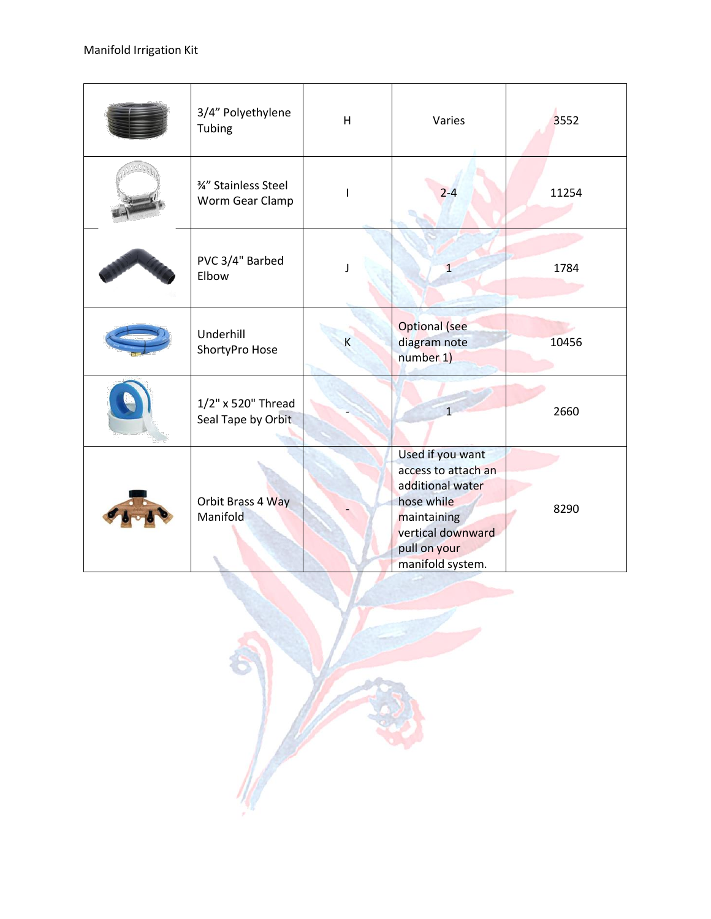| | 3/4" Polyethylene Tubing | H | Varies | 3552 |
|---|---|---|---|---|
| | ¾" Stainless Steel Worm Gear Clamp | I | 2-4 | 11254 |
| | PVC 3/4" Barbed Elbow | J | 1 | 1784 |
| | Underhill ShortyPro Hose | K | Optional (see diagram note number 1) | 10456 |
| | 1/2" x 520" Thread Seal Tape by Orbit | - | 1 | 2660 |
| | Orbit Brass 4 Way Manifold | - | Used if you want access to attach an additional water hose while maintaining vertical downward pull on your manifold system. | 8290 |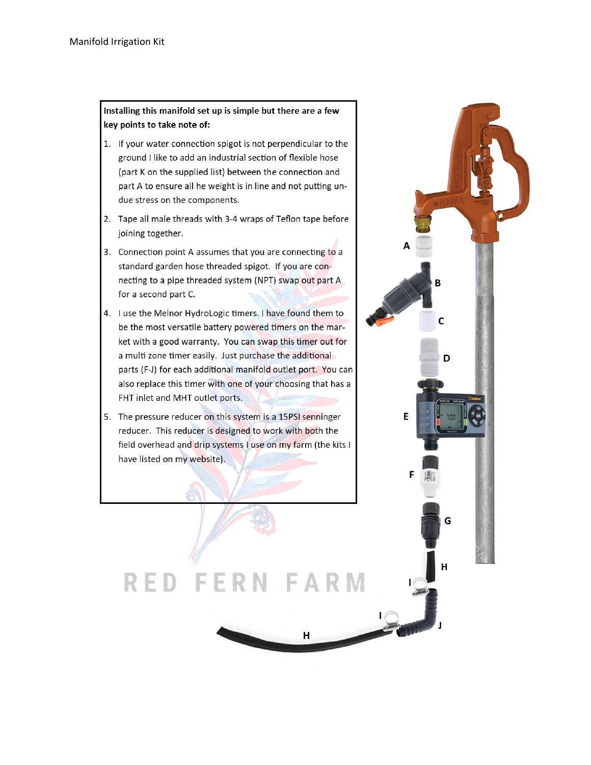Manifold Irrigation Kit

**Installing this manifold set up is simple but there are a few key points to take note of:**

1. If your water connection spigot is not perpendicular to the ground I like to add an industrial section of flexible hose (part K on the supplied list) between the connection and part A to ensure all he weight is in line and not putting un-due stress on the components.
2. Tape all male threads with 3-4 wraps of Teflon tape before joining together.
3. Connection point A assumes that you are connecting to a standard garden hose threaded spigot. If you are con-necting to a pipe threaded system (NPT) swap out part A for a second part C.
4. I use the Melnor HydroLogic timers. I have found them to be the most versatile battery powered timers on the mar-ket with a good warranty. You can swap this timer out for a multi zone timer easily. Just purchase the additional parts (F-J) for each additional manifold outlet port. You can also replace this timer with one of your choosing that has a FHT inlet and MHT outlet ports.
5. The pressure reducer on this system is a 15PSI senninger reducer. This reducer is designed to work with both the field overhead and drip systems I use on my farm (the kits I have listed on my website).

A

B

C

D

E

F

G

H

I

I

J

H

RED FERN FARM